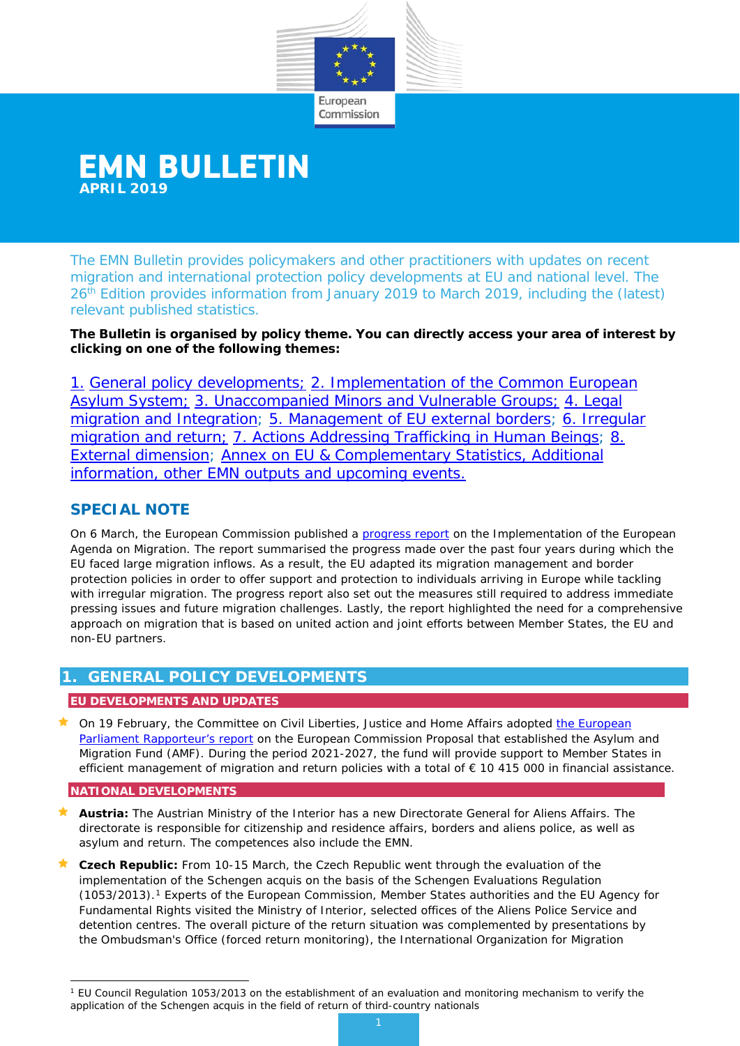European Commission

# EMN BULLETIN

**APRIL 2019**

The EMN Bulletin provides policymakers and other practitioners with updates on recent migration and international protection policy developments at EU and national level. The 26th Edition provides information from January 2019 to March 2019, including the (latest) relevant published statistics.

**The Bulletin is organised by policy theme. You can directly access your area of interest by clicking on one of the following themes:**

1. General policy developments; 2. Implementation of the Common European Asylum System; 3. Unaccompanied Minors and Vulnerable Groups; 4. Legal migration and Integration; 5. Management of EU external borders; 6. Irregular migration and return; 7. Actions Addressing Trafficking in Human Beings; 8. External dimension; Annex on EU & Complementary Statistics, Additional information, other EMN outputs and upcoming events.

## SPECIAL NOTE

On 6 March, the European Commission published a progress report on the Implementation of the European Agenda on Migration. The report summarised the progress made over the past four years during which the EU faced large migration inflows. As a result, the EU adapted its migration management and border protection policies in order to offer support and protection to individuals arriving in Europe while tackling with irregular migration. The progress report also set out the measures still required to address immediate pressing issues and future migration challenges. Lastly, the report highlighted the need for a comprehensive approach on migration that is based on united action and joint efforts between Member States, the EU and non-EU partners.

## 1. GENERAL POLICY DEVELOPMENTS

### EU DEVELOPMENTS AND UPDATES

- On 19 February, the Committee on Civil Liberties, Justice and Home Affairs adopted the European Parliament Rapporteur's report on the European Commission Proposal that established the Asylum and Migration Fund (AMF). During the period 2021-2027, the fund will provide support to Member States in efficient management of migration and return policies with a total of € 10 415 000 in financial assistance.

### NATIONAL DEVELOPMENTS

- **Austria:** The Austrian Ministry of the Interior has a new Directorate General for Aliens Affairs. The directorate is responsible for citizenship and residence affairs, borders and aliens police, as well as asylum and return. The competences also include the EMN.
- **Czech Republic:** From 10-15 March, the Czech Republic went through the evaluation of the implementation of the Schengen acquis on the basis of the Schengen Evaluations Regulation (1053/2013).[1] Experts of the European Commission, Member States authorities and the EU Agency for Fundamental Rights visited the Ministry of Interior, selected offices of the Aliens Police Service and detention centres. The overall picture of the return situation was complemented by presentations by the Ombudsman's Office (forced return monitoring), the International Organization for Migration

---

[1] EU Council Regulation 1053/2013 on the establishment of an evaluation and monitoring mechanism to verify the application of the Schengen acquis in the field of return of third-country nationals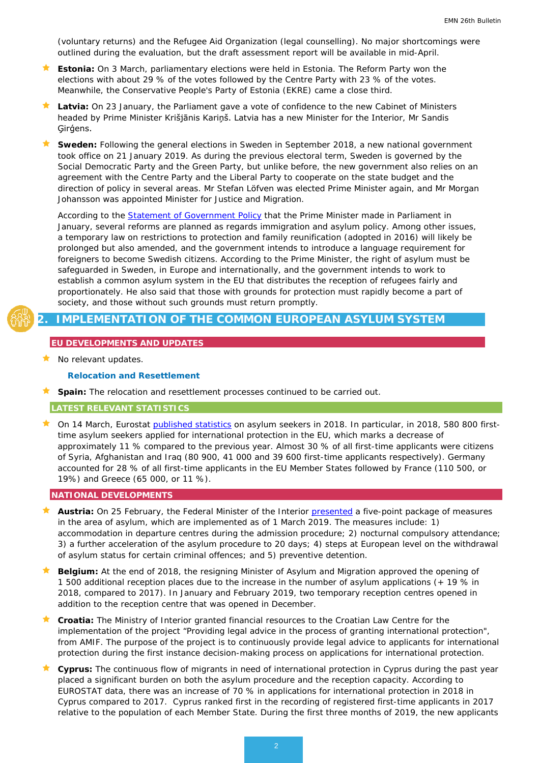(voluntary returns) and the Refugee Aid Organization (legal counselling). No major shortcomings were outlined during the evaluation, but the draft assessment report will be available in mid-April.

- **Estonia:** On 3 March, parliamentary elections were held in Estonia. The Reform Party won the elections with about 29 % of the votes followed by the Centre Party with 23 % of the votes. Meanwhile, the Conservative People's Party of Estonia (EKRE) came a close third.
- **Latvia:** On 23 January, the Parliament gave a vote of confidence to the new Cabinet of Ministers headed by Prime Minister Krišjānis Kariņš. Latvia has a new Minister for the Interior, Mr Sandis Ģirģens.
- **Sweden:** Following the general elections in Sweden in September 2018, a new national government took office on 21 January 2019. As during the previous electoral term, Sweden is governed by the Social Democratic Party and the Green Party, but unlike before, the new government also relies on an agreement with the Centre Party and the Liberal Party to cooperate on the state budget and the direction of policy in several areas. Mr Stefan Löfven was elected Prime Minister again, and Mr Morgan Johansson was appointed Minister for Justice and Migration.

  According to the Statement of Government Policy that the Prime Minister made in Parliament in January, several reforms are planned as regards immigration and asylum policy. Among other issues, a temporary law on restrictions to protection and family reunification (adopted in 2016) will likely be prolonged but also amended, and the government intends to introduce a language requirement for foreigners to become Swedish citizens. According to the Prime Minister, the right of asylum must be safeguarded in Sweden, in Europe and internationally, and the government intends to work to establish a common asylum system in the EU that distributes the reception of refugees fairly and proportionately. He also said that those with grounds for protection must rapidly become a part of society, and those without such grounds must return promptly.

## 2. IMPLEMENTATION OF THE COMMON EUROPEAN ASYLUM SYSTEM

### EU DEVELOPMENTS AND UPDATES

- No relevant updates.

#### Relocation and Resettlement

- **Spain:** The relocation and resettlement processes continued to be carried out.

### LATEST RELEVANT STATISTICS

- On 14 March, Eurostat published statistics on asylum seekers in 2018. In particular, in 2018, 580 800 first-time asylum seekers applied for international protection in the EU, which marks a decrease of approximately 11 % compared to the previous year. Almost 30 % of all first-time applicants were citizens of Syria, Afghanistan and Iraq (80 900, 41 000 and 39 600 first-time applicants respectively). Germany accounted for 28 % of all first-time applicants in the EU Member States followed by France (110 500, or 19%) and Greece (65 000, or 11 %).

### NATIONAL DEVELOPMENTS

- **Austria:** On 25 February, the Federal Minister of the Interior presented a five-point package of measures in the area of asylum, which are implemented as of 1 March 2019. The measures include: 1) accommodation in departure centres during the admission procedure; 2) nocturnal compulsory attendance; 3) a further acceleration of the asylum procedure to 20 days; 4) steps at European level on the withdrawal of asylum status for certain criminal offences; and 5) preventive detention.
- **Belgium:** At the end of 2018, the resigning Minister of Asylum and Migration approved the opening of 1 500 additional reception places due to the increase in the number of asylum applications (+ 19 % in 2018, compared to 2017). In January and February 2019, two temporary reception centres opened in addition to the reception centre that was opened in December.
- **Croatia:** The Ministry of Interior granted financial resources to the Croatian Law Centre for the implementation of the project "Providing legal advice in the process of granting international protection", from AMIF. The purpose of the project is to continuously provide legal advice to applicants for international protection during the first instance decision-making process on applications for international protection.
- **Cyprus:** The continuous flow of migrants in need of international protection in Cyprus during the past year placed a significant burden on both the asylum procedure and the reception capacity. According to EUROSTAT data, there was an increase of 70 % in applications for international protection in 2018 in Cyprus compared to 2017. Cyprus ranked first in the recording of registered first-time applicants in 2017 relative to the population of each Member State. During the first three months of 2019, the new applicants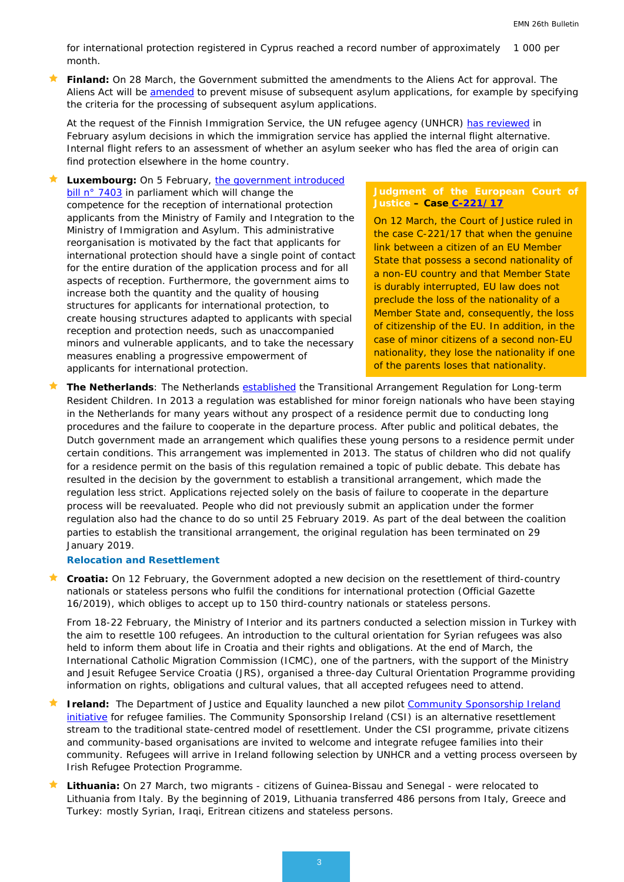for international protection registered in Cyprus reached a record number of approximately 1 000 per month.

- **Finland:** On 28 March, the Government submitted the amendments to the Aliens Act for approval. The Aliens Act will be amended to prevent misuse of subsequent asylum applications, for example by specifying the criteria for the processing of subsequent asylum applications.

  At the request of the Finnish Immigration Service, the UN refugee agency (UNHCR) has reviewed in February asylum decisions in which the immigration service has applied the internal flight alternative. Internal flight refers to an assessment of whether an asylum seeker who has fled the area of origin can find protection elsewhere in the home country.

- **Luxembourg:** On 5 February, the government introduced bill n° 7403 in parliament which will change the competence for the reception of international protection applicants from the Ministry of Family and Integration to the Ministry of Immigration and Asylum. This administrative reorganisation is motivated by the fact that applicants for international protection should have a single point of contact for the entire duration of the application process and for all aspects of reception. Furthermore, the government aims to increase both the quantity and the quality of housing structures for applicants for international protection, to create housing structures adapted to applicants with special reception and protection needs, such as unaccompanied minors and vulnerable applicants, and to take the necessary measures enabling a progressive empowerment of applicants for international protection.

> **Judgment of the European Court of Justice – Case C-221/17**
>
> On 12 March, the Court of Justice ruled in the case C-221/17 that when the genuine link between a citizen of an EU Member State that possess a second nationality of a non-EU country and that Member State is durably interrupted, EU law does not preclude the loss of the nationality of a Member State and, consequently, the loss of citizenship of the EU. In addition, in the case of minor citizens of a second non-EU nationality, they lose the nationality if one of the parents loses that nationality.

- **The Netherlands**: The Netherlands established the Transitional Arrangement Regulation for Long-term Resident Children. In 2013 a regulation was established for minor foreign nationals who have been staying in the Netherlands for many years without any prospect of a residence permit due to conducting long procedures and the failure to cooperate in the departure process. After public and political debates, the Dutch government made an arrangement which qualifies these young persons to a residence permit under certain conditions. This arrangement was implemented in 2013. The status of children who did not qualify for a residence permit on the basis of this regulation remained a topic of public debate. This debate has resulted in the decision by the government to establish a transitional arrangement, which made the regulation less strict. Applications rejected solely on the basis of failure to cooperate in the departure process will be reevaluated. People who did not previously submit an application under the former regulation also had the chance to do so until 25 February 2019. As part of the deal between the coalition parties to establish the transitional arrangement, the original regulation has been terminated on 29 January 2019.

### Relocation and Resettlement

- **Croatia:** On 12 February, the Government adopted a new decision on the resettlement of third-country nationals or stateless persons who fulfil the conditions for international protection (Official Gazette 16/2019), which obliges to accept up to 150 third-country nationals or stateless persons.

  From 18-22 February, the Ministry of Interior and its partners conducted a selection mission in Turkey with the aim to resettle 100 refugees. An introduction to the cultural orientation for Syrian refugees was also held to inform them about life in Croatia and their rights and obligations. At the end of March, the International Catholic Migration Commission (ICMC), one of the partners, with the support of the Ministry and Jesuit Refugee Service Croatia (JRS), organised a three-day Cultural Orientation Programme providing information on rights, obligations and cultural values, that all accepted refugees need to attend.

- **Ireland:** The Department of Justice and Equality launched a new pilot Community Sponsorship Ireland initiative for refugee families. The Community Sponsorship Ireland (CSI) is an alternative resettlement stream to the traditional state-centred model of resettlement. Under the CSI programme, private citizens and community-based organisations are invited to welcome and integrate refugee families into their community. Refugees will arrive in Ireland following selection by UNHCR and a vetting process overseen by Irish Refugee Protection Programme.

- **Lithuania:** On 27 March, two migrants - citizens of Guinea-Bissau and Senegal - were relocated to Lithuania from Italy. By the beginning of 2019, Lithuania transferred 486 persons from Italy, Greece and Turkey: mostly Syrian, Iraqi, Eritrean citizens and stateless persons.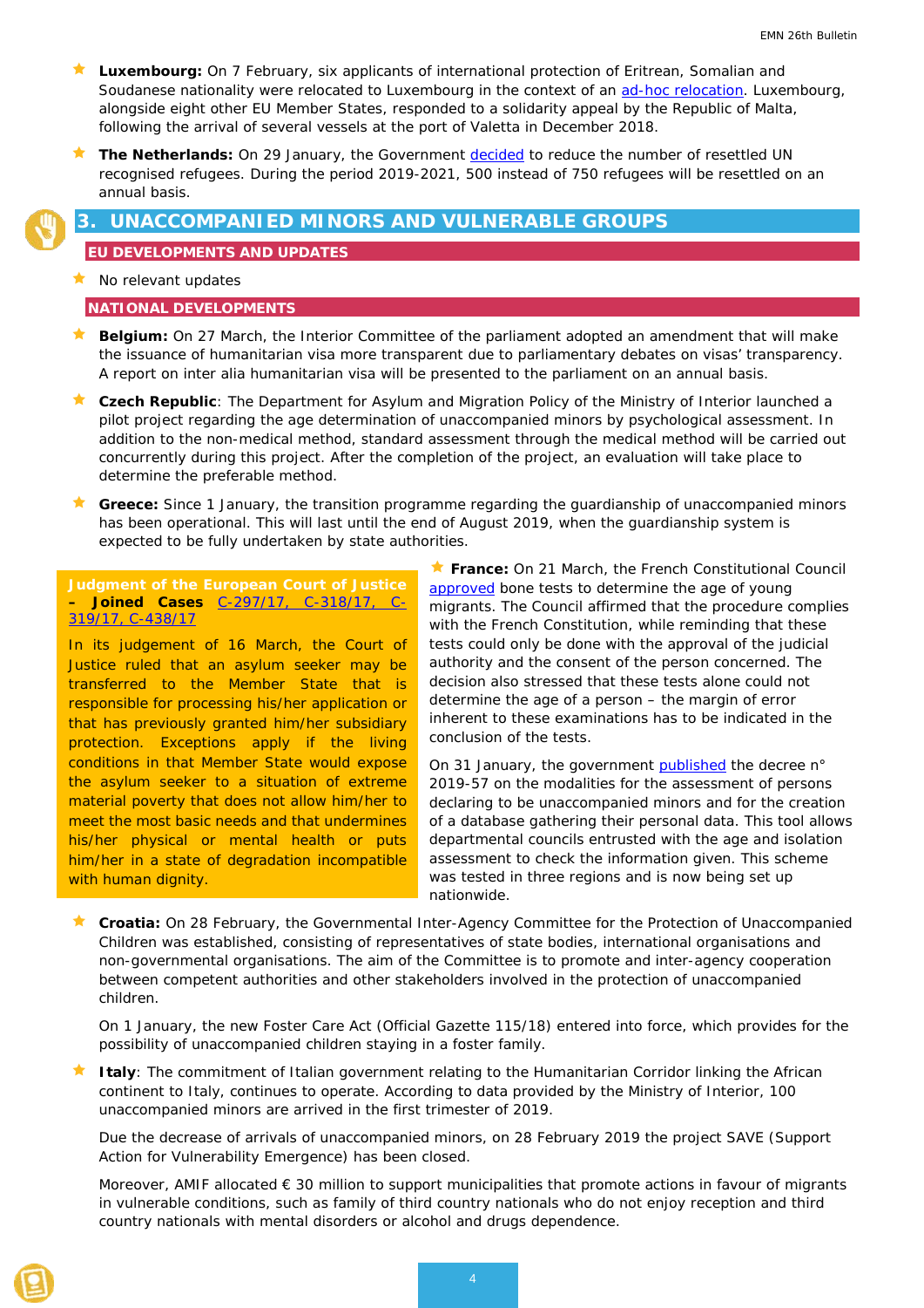- **Luxembourg:** On 7 February, six applicants of international protection of Eritrean, Somalian and Soudanese nationality were relocated to Luxembourg in the context of an ad-hoc relocation. Luxembourg, alongside eight other EU Member States, responded to a solidarity appeal by the Republic of Malta, following the arrival of several vessels at the port of Valetta in December 2018.
- **The Netherlands:** On 29 January, the Government decided to reduce the number of resettled UN recognised refugees. During the period 2019-2021, 500 instead of 750 refugees will be resettled on an annual basis.

## 3. UNACCOMPANIED MINORS AND VULNERABLE GROUPS

### EU DEVELOPMENTS AND UPDATES

- No relevant updates

### NATIONAL DEVELOPMENTS

- **Belgium:** On 27 March, the Interior Committee of the parliament adopted an amendment that will make the issuance of humanitarian visa more transparent due to parliamentary debates on visas' transparency. A report on inter alia humanitarian visa will be presented to the parliament on an annual basis.
- **Czech Republic**: The Department for Asylum and Migration Policy of the Ministry of Interior launched a pilot project regarding the age determination of unaccompanied minors by psychological assessment. In addition to the non-medical method, standard assessment through the medical method will be carried out concurrently during this project. After the completion of the project, an evaluation will take place to determine the preferable method.
- **Greece:** Since 1 January, the transition programme regarding the guardianship of unaccompanied minors has been operational. This will last until the end of August 2019, when the guardianship system is expected to be fully undertaken by state authorities.

**Judgment of the European Court of Justice – Joined Cases C-297/17, C-318/17, C-319/17, C-438/17**

In its judgement of 16 March, the Court of Justice ruled that an asylum seeker may be transferred to the Member State that is responsible for processing his/her application or that has previously granted him/her subsidiary protection. Exceptions apply if the living conditions in that Member State would expose the asylum seeker to a situation of extreme material poverty that does not allow him/her to meet the most basic needs and that undermines his/her physical or mental health or puts him/her in a state of degradation incompatible with human dignity.

- **France:** On 21 March, the French Constitutional Council approved bone tests to determine the age of young migrants. The Council affirmed that the procedure complies with the French Constitution, while reminding that these tests could only be done with the approval of the judicial authority and the consent of the person concerned. The decision also stressed that these tests alone could not determine the age of a person – the margin of error inherent to these examinations has to be indicated in the conclusion of the tests.

  On 31 January, the government published the decree n° 2019-57 on the modalities for the assessment of persons declaring to be unaccompanied minors and for the creation of a database gathering their personal data. This tool allows departmental councils entrusted with the age and isolation assessment to check the information given. This scheme was tested in three regions and is now being set up nationwide.

- **Croatia:** On 28 February, the Governmental Inter-Agency Committee for the Protection of Unaccompanied Children was established, consisting of representatives of state bodies, international organisations and non-governmental organisations. The aim of the Committee is to promote and inter-agency cooperation between competent authorities and other stakeholders involved in the protection of unaccompanied children.

  On 1 January, the new Foster Care Act (Official Gazette 115/18) entered into force, which provides for the possibility of unaccompanied children staying in a foster family.

- **Italy**: The commitment of Italian government relating to the Humanitarian Corridor linking the African continent to Italy, continues to operate. According to data provided by the Ministry of Interior, 100 unaccompanied minors are arrived in the first trimester of 2019.

  Due the decrease of arrivals of unaccompanied minors, on 28 February 2019 the project SAVE (Support Action for Vulnerability Emergence) has been closed.

  Moreover, AMIF allocated € 30 million to support municipalities that promote actions in favour of migrants in vulnerable conditions, such as family of third country nationals who do not enjoy reception and third country nationals with mental disorders or alcohol and drugs dependence.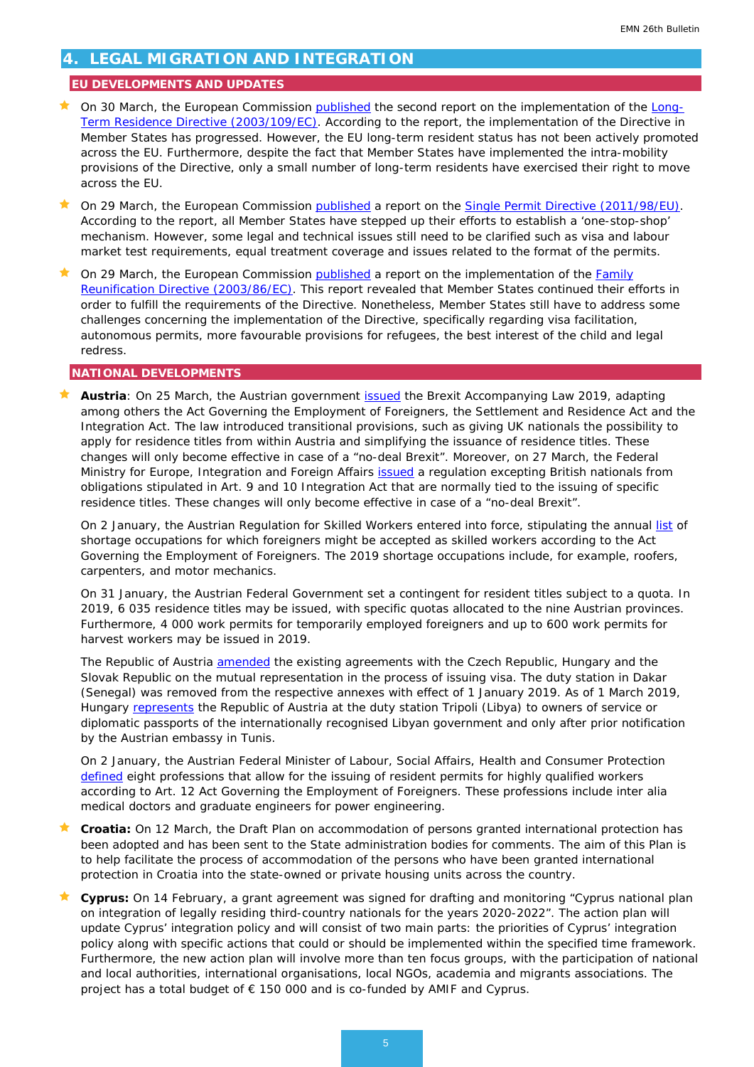## 4. LEGAL MIGRATION AND INTEGRATION

### EU DEVELOPMENTS AND UPDATES

- On 30 March, the European Commission published the second report on the implementation of the Long-Term Residence Directive (2003/109/EC). According to the report, the implementation of the Directive in Member States has progressed. However, the EU long-term resident status has not been actively promoted across the EU. Furthermore, despite the fact that Member States have implemented the intra-mobility provisions of the Directive, only a small number of long-term residents have exercised their right to move across the EU.
- On 29 March, the European Commission published a report on the Single Permit Directive (2011/98/EU). According to the report, all Member States have stepped up their efforts to establish a 'one-stop-shop' mechanism. However, some legal and technical issues still need to be clarified such as visa and labour market test requirements, equal treatment coverage and issues related to the format of the permits.
- On 29 March, the European Commission published a report on the implementation of the Family Reunification Directive (2003/86/EC). This report revealed that Member States continued their efforts in order to fulfill the requirements of the Directive. Nonetheless, Member States still have to address some challenges concerning the implementation of the Directive, specifically regarding visa facilitation, autonomous permits, more favourable provisions for refugees, the best interest of the child and legal redress.

### NATIONAL DEVELOPMENTS

- **Austria**: On 25 March, the Austrian government issued the Brexit Accompanying Law 2019, adapting among others the Act Governing the Employment of Foreigners, the Settlement and Residence Act and the Integration Act. The law introduced transitional provisions, such as giving UK nationals the possibility to apply for residence titles from within Austria and simplifying the issuance of residence titles. These changes will only become effective in case of a "no-deal Brexit". Moreover, on 27 March, the Federal Ministry for Europe, Integration and Foreign Affairs issued a regulation excepting British nationals from obligations stipulated in Art. 9 and 10 Integration Act that are normally tied to the issuing of specific residence titles. These changes will only become effective in case of a "no-deal Brexit".

  On 2 January, the Austrian Regulation for Skilled Workers entered into force, stipulating the annual list of shortage occupations for which foreigners might be accepted as skilled workers according to the Act Governing the Employment of Foreigners. The 2019 shortage occupations include, for example, roofers, carpenters, and motor mechanics.

  On 31 January, the Austrian Federal Government set a contingent for resident titles subject to a quota. In 2019, 6 035 residence titles may be issued, with specific quotas allocated to the nine Austrian provinces. Furthermore, 4 000 work permits for temporarily employed foreigners and up to 600 work permits for harvest workers may be issued in 2019.

  The Republic of Austria amended the existing agreements with the Czech Republic, Hungary and the Slovak Republic on the mutual representation in the process of issuing visa. The duty station in Dakar (Senegal) was removed from the respective annexes with effect of 1 January 2019. As of 1 March 2019, Hungary represents the Republic of Austria at the duty station Tripoli (Libya) to owners of service or diplomatic passports of the internationally recognised Libyan government and only after prior notification by the Austrian embassy in Tunis.

  On 2 January, the Austrian Federal Minister of Labour, Social Affairs, Health and Consumer Protection defined eight professions that allow for the issuing of resident permits for highly qualified workers according to Art. 12 Act Governing the Employment of Foreigners. These professions include inter alia medical doctors and graduate engineers for power engineering.

- **Croatia:** On 12 March, the Draft Plan on accommodation of persons granted international protection has been adopted and has been sent to the State administration bodies for comments. The aim of this Plan is to help facilitate the process of accommodation of the persons who have been granted international protection in Croatia into the state-owned or private housing units across the country.
- **Cyprus:** On 14 February, a grant agreement was signed for drafting and monitoring "Cyprus national plan on integration of legally residing third-country nationals for the years 2020-2022". The action plan will update Cyprus' integration policy and will consist of two main parts: the priorities of Cyprus' integration policy along with specific actions that could or should be implemented within the specified time framework. Furthermore, the new action plan will involve more than ten focus groups, with the participation of national and local authorities, international organisations, local NGOs, academia and migrants associations. The project has a total budget of € 150 000 and is co-funded by AMIF and Cyprus.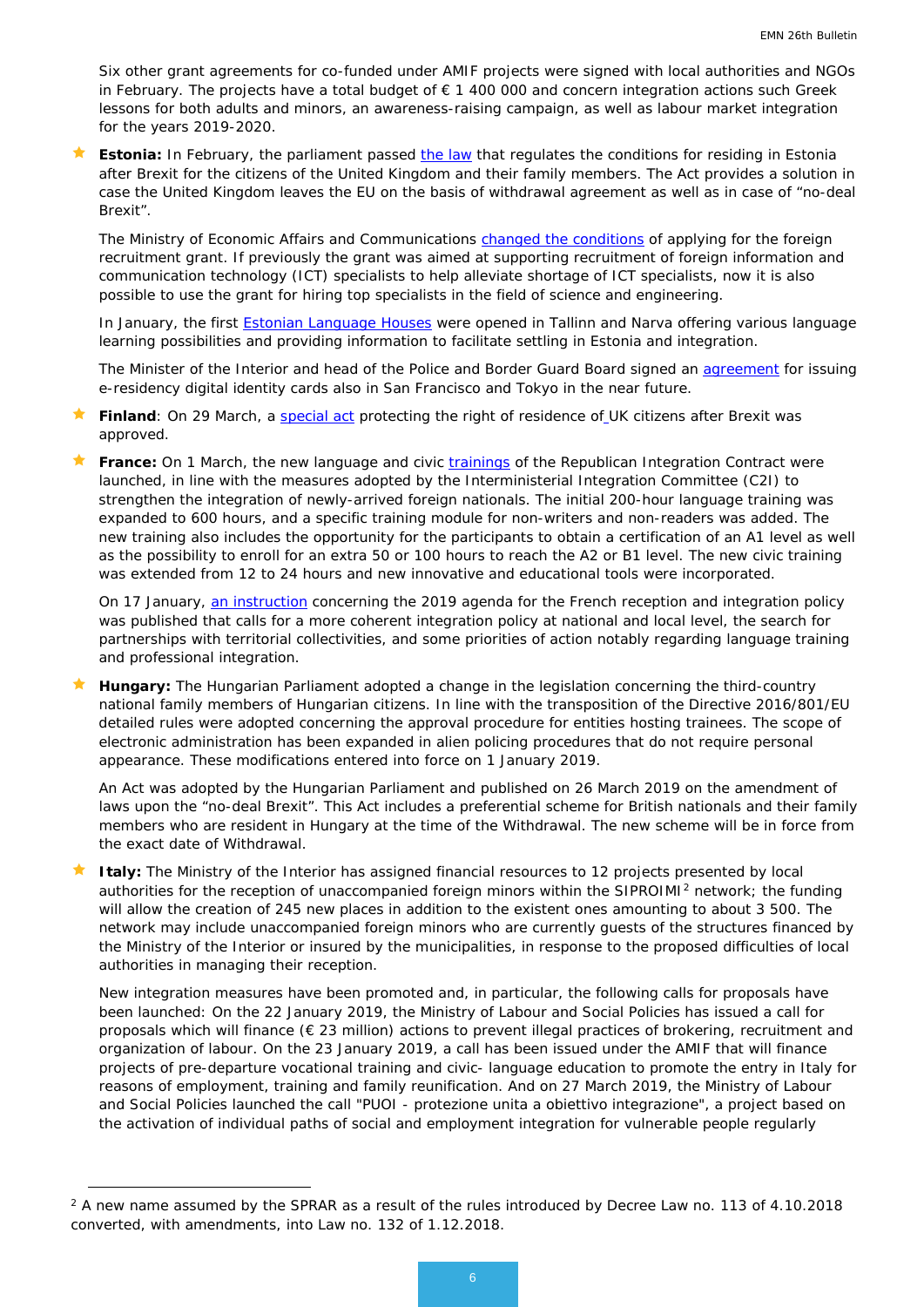Six other grant agreements for co-funded under AMIF projects were signed with local authorities and NGOs in February. The projects have a total budget of € 1 400 000 and concern integration actions such Greek lessons for both adults and minors, an awareness-raising campaign, as well as labour market integration for the years 2019-2020.

- **Estonia:** In February, the parliament passed the law that regulates the conditions for residing in Estonia after Brexit for the citizens of the United Kingdom and their family members. The Act provides a solution in case the United Kingdom leaves the EU on the basis of withdrawal agreement as well as in case of "no-deal Brexit".

  The Ministry of Economic Affairs and Communications changed the conditions of applying for the foreign recruitment grant. If previously the grant was aimed at supporting recruitment of foreign information and communication technology (ICT) specialists to help alleviate shortage of ICT specialists, now it is also possible to use the grant for hiring top specialists in the field of science and engineering.

  In January, the first Estonian Language Houses were opened in Tallinn and Narva offering various language learning possibilities and providing information to facilitate settling in Estonia and integration.

  The Minister of the Interior and head of the Police and Border Guard Board signed an agreement for issuing e-residency digital identity cards also in San Francisco and Tokyo in the near future.

- **Finland**: On 29 March, a special act protecting the right of residence of UK citizens after Brexit was approved.

- **France:** On 1 March, the new language and civic trainings of the Republican Integration Contract were launched, in line with the measures adopted by the Interministerial Integration Committee (C2I) to strengthen the integration of newly-arrived foreign nationals. The initial 200-hour language training was expanded to 600 hours, and a specific training module for non-writers and non-readers was added. The new training also includes the opportunity for the participants to obtain a certification of an A1 level as well as the possibility to enroll for an extra 50 or 100 hours to reach the A2 or B1 level. The new civic training was extended from 12 to 24 hours and new innovative and educational tools were incorporated.

  On 17 January, an instruction concerning the 2019 agenda for the French reception and integration policy was published that calls for a more coherent integration policy at national and local level, the search for partnerships with territorial collectivities, and some priorities of action notably regarding language training and professional integration.

- **Hungary:** The Hungarian Parliament adopted a change in the legislation concerning the third-country national family members of Hungarian citizens. In line with the transposition of the Directive 2016/801/EU detailed rules were adopted concerning the approval procedure for entities hosting trainees. The scope of electronic administration has been expanded in alien policing procedures that do not require personal appearance. These modifications entered into force on 1 January 2019.

  An Act was adopted by the Hungarian Parliament and published on 26 March 2019 on the amendment of laws upon the "no-deal Brexit". This Act includes a preferential scheme for British nationals and their family members who are resident in Hungary at the time of the Withdrawal. The new scheme will be in force from the exact date of Withdrawal.

- **Italy:** The Ministry of the Interior has assigned financial resources to 12 projects presented by local authorities for the reception of unaccompanied foreign minors within the SIPROIMI[2] network; the funding will allow the creation of 245 new places in addition to the existent ones amounting to about 3 500. The network may include unaccompanied foreign minors who are currently guests of the structures financed by the Ministry of the Interior or insured by the municipalities, in response to the proposed difficulties of local authorities in managing their reception.

  New integration measures have been promoted and, in particular, the following calls for proposals have been launched: On the 22 January 2019, the Ministry of Labour and Social Policies has issued a call for proposals which will finance (€ 23 million) actions to prevent illegal practices of brokering, recruitment and organization of labour. On the 23 January 2019, a call has been issued under the AMIF that will finance projects of pre-departure vocational training and civic- language education to promote the entry in Italy for reasons of employment, training and family reunification. And on 27 March 2019, the Ministry of Labour and Social Policies launched the call "PUOI - protezione unita a obiettivo integrazione", a project based on the activation of individual paths of social and employment integration for vulnerable people regularly

[2] A new name assumed by the SPRAR as a result of the rules introduced by Decree Law no. 113 of 4.10.2018 converted, with amendments, into Law no. 132 of 1.12.2018.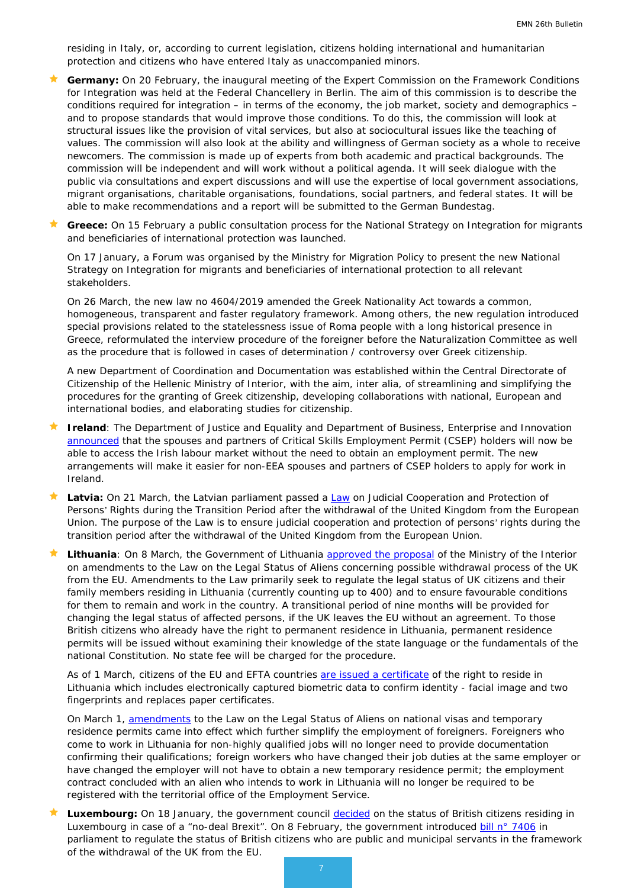residing in Italy, or, according to current legislation, citizens holding international and humanitarian protection and citizens who have entered Italy as unaccompanied minors.

- **Germany:** On 20 February, the inaugural meeting of the Expert Commission on the Framework Conditions for Integration was held at the Federal Chancellery in Berlin. The aim of this commission is to describe the conditions required for integration – in terms of the economy, the job market, society and demographics – and to propose standards that would improve those conditions. To do this, the commission will look at structural issues like the provision of vital services, but also at sociocultural issues like the teaching of values. The commission will also look at the ability and willingness of German society as a whole to receive newcomers. The commission is made up of experts from both academic and practical backgrounds. The commission will be independent and will work without a political agenda. It will seek dialogue with the public via consultations and expert discussions and will use the expertise of local government associations, migrant organisations, charitable organisations, foundations, social partners, and federal states. It will be able to make recommendations and a report will be submitted to the German Bundestag.

- **Greece:** On 15 February a public consultation process for the National Strategy on Integration for migrants and beneficiaries of international protection was launched.

  On 17 January, a Forum was organised by the Ministry for Migration Policy to present the new National Strategy on Integration for migrants and beneficiaries of international protection to all relevant stakeholders.

  On 26 March, the new law no 4604/2019 amended the Greek Nationality Act towards a common, homogeneous, transparent and faster regulatory framework. Among others, the new regulation introduced special provisions related to the statelessness issue of Roma people with a long historical presence in Greece, reformulated the interview procedure of the foreigner before the Naturalization Committee as well as the procedure that is followed in cases of determination / controversy over Greek citizenship.

  A new Department of Coordination and Documentation was established within the Central Directorate of Citizenship of the Hellenic Ministry of Interior, with the aim, inter alia, of streamlining and simplifying the procedures for the granting of Greek citizenship, developing collaborations with national, European and international bodies, and elaborating studies for citizenship.

- **Ireland**: The Department of Justice and Equality and Department of Business, Enterprise and Innovation announced that the spouses and partners of Critical Skills Employment Permit (CSEP) holders will now be able to access the Irish labour market without the need to obtain an employment permit. The new arrangements will make it easier for non-EEA spouses and partners of CSEP holders to apply for work in Ireland.

- **Latvia:** On 21 March, the Latvian parliament passed a Law on Judicial Cooperation and Protection of Persons' Rights during the Transition Period after the withdrawal of the United Kingdom from the European Union. The purpose of the Law is to ensure judicial cooperation and protection of persons' rights during the transition period after the withdrawal of the United Kingdom from the European Union.

- **Lithuania**: On 8 March, the Government of Lithuania approved the proposal of the Ministry of the Interior on amendments to the Law on the Legal Status of Aliens concerning possible withdrawal process of the UK from the EU. Amendments to the Law primarily seek to regulate the legal status of UK citizens and their family members residing in Lithuania (currently counting up to 400) and to ensure favourable conditions for them to remain and work in the country. A transitional period of nine months will be provided for changing the legal status of affected persons, if the UK leaves the EU without an agreement. To those British citizens who already have the right to permanent residence in Lithuania, permanent residence permits will be issued without examining their knowledge of the state language or the fundamentals of the national Constitution. No state fee will be charged for the procedure.

  As of 1 March, citizens of the EU and EFTA countries are issued a certificate of the right to reside in Lithuania which includes electronically captured biometric data to confirm identity - facial image and two fingerprints and replaces paper certificates.

  On March 1, amendments to the Law on the Legal Status of Aliens on national visas and temporary residence permits came into effect which further simplify the employment of foreigners. Foreigners who come to work in Lithuania for non-highly qualified jobs will no longer need to provide documentation confirming their qualifications; foreign workers who have changed their job duties at the same employer or have changed the employer will not have to obtain a new temporary residence permit; the employment contract concluded with an alien who intends to work in Lithuania will no longer be required to be registered with the territorial office of the Employment Service.

- **Luxembourg:** On 18 January, the government council decided on the status of British citizens residing in Luxembourg in case of a "no-deal Brexit". On 8 February, the government introduced bill n° 7406 in parliament to regulate the status of British citizens who are public and municipal servants in the framework of the withdrawal of the UK from the EU.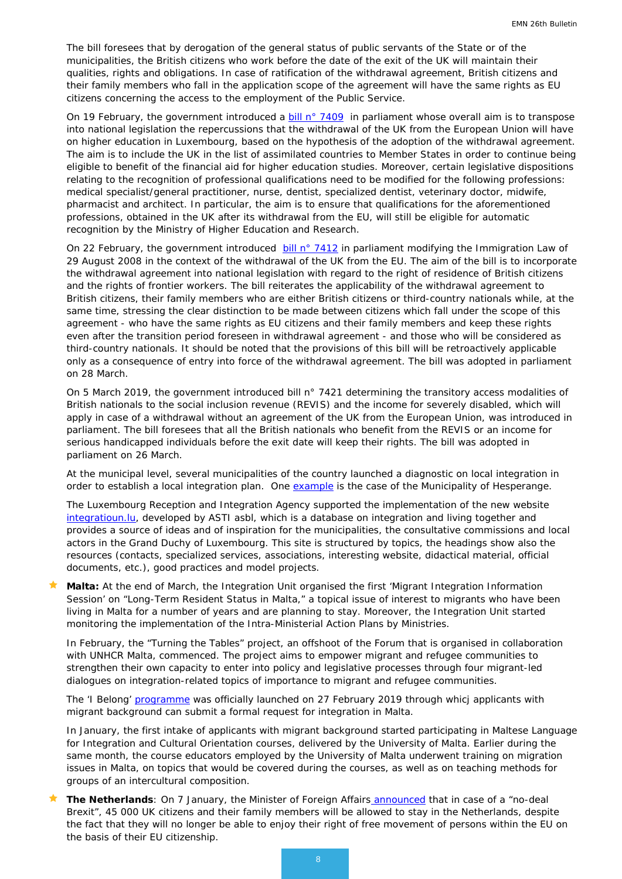The bill foresees that by derogation of the general status of public servants of the State or of the municipalities, the British citizens who work before the date of the exit of the UK will maintain their qualities, rights and obligations. In case of ratification of the withdrawal agreement, British citizens and their family members who fall in the application scope of the agreement will have the same rights as EU citizens concerning the access to the employment of the Public Service.

On 19 February, the government introduced a bill n° 7409 in parliament whose overall aim is to transpose into national legislation the repercussions that the withdrawal of the UK from the European Union will have on higher education in Luxembourg, based on the hypothesis of the adoption of the withdrawal agreement. The aim is to include the UK in the list of assimilated countries to Member States in order to continue being eligible to benefit of the financial aid for higher education studies. Moreover, certain legislative dispositions relating to the recognition of professional qualifications need to be modified for the following professions: medical specialist/general practitioner, nurse, dentist, specialized dentist, veterinary doctor, midwife, pharmacist and architect. In particular, the aim is to ensure that qualifications for the aforementioned professions, obtained in the UK after its withdrawal from the EU, will still be eligible for automatic recognition by the Ministry of Higher Education and Research.

On 22 February, the government introduced bill n° 7412 in parliament modifying the Immigration Law of 29 August 2008 in the context of the withdrawal of the UK from the EU. The aim of the bill is to incorporate the withdrawal agreement into national legislation with regard to the right of residence of British citizens and the rights of frontier workers. The bill reiterates the applicability of the withdrawal agreement to British citizens, their family members who are either British citizens or third-country nationals while, at the same time, stressing the clear distinction to be made between citizens which fall under the scope of this agreement - who have the same rights as EU citizens and their family members and keep these rights even after the transition period foreseen in withdrawal agreement - and those who will be considered as third-country nationals. It should be noted that the provisions of this bill will be retroactively applicable only as a consequence of entry into force of the withdrawal agreement. The bill was adopted in parliament on 28 March.

On 5 March 2019, the government introduced bill n° 7421 determining the transitory access modalities of British nationals to the social inclusion revenue (REVIS) and the income for severely disabled, which will apply in case of a withdrawal without an agreement of the UK from the European Union, was introduced in parliament. The bill foresees that all the British nationals who benefit from the REVIS or an income for serious handicapped individuals before the exit date will keep their rights. The bill was adopted in parliament on 26 March.

At the municipal level, several municipalities of the country launched a diagnostic on local integration in order to establish a local integration plan. One example is the case of the Municipality of Hesperange.

The Luxembourg Reception and Integration Agency supported the implementation of the new website integratioun.lu, developed by ASTI asbl, which is a database on integration and living together and provides a source of ideas and of inspiration for the municipalities, the consultative commissions and local actors in the Grand Duchy of Luxembourg. This site is structured by topics, the headings show also the resources (contacts, specialized services, associations, interesting website, didactical material, official documents, etc.), good practices and model projects.

- **Malta:** At the end of March, the Integration Unit organised the first 'Migrant Integration Information Session' on "Long-Term Resident Status in Malta," a topical issue of interest to migrants who have been living in Malta for a number of years and are planning to stay. Moreover, the Integration Unit started monitoring the implementation of the Intra-Ministerial Action Plans by Ministries.

  In February, the "Turning the Tables" project, an offshoot of the Forum that is organised in collaboration with UNHCR Malta, commenced. The project aims to empower migrant and refugee communities to strengthen their own capacity to enter into policy and legislative processes through four migrant-led dialogues on integration-related topics of importance to migrant and refugee communities.

  The 'I Belong' programme was officially launched on 27 February 2019 through whicj applicants with migrant background can submit a formal request for integration in Malta.

  In January, the first intake of applicants with migrant background started participating in Maltese Language for Integration and Cultural Orientation courses, delivered by the University of Malta. Earlier during the same month, the course educators employed by the University of Malta underwent training on migration issues in Malta, on topics that would be covered during the courses, as well as on teaching methods for groups of an intercultural composition.

- **The Netherlands**: On 7 January, the Minister of Foreign Affairs announced that in case of a "no-deal Brexit", 45 000 UK citizens and their family members will be allowed to stay in the Netherlands, despite the fact that they will no longer be able to enjoy their right of free movement of persons within the EU on the basis of their EU citizenship.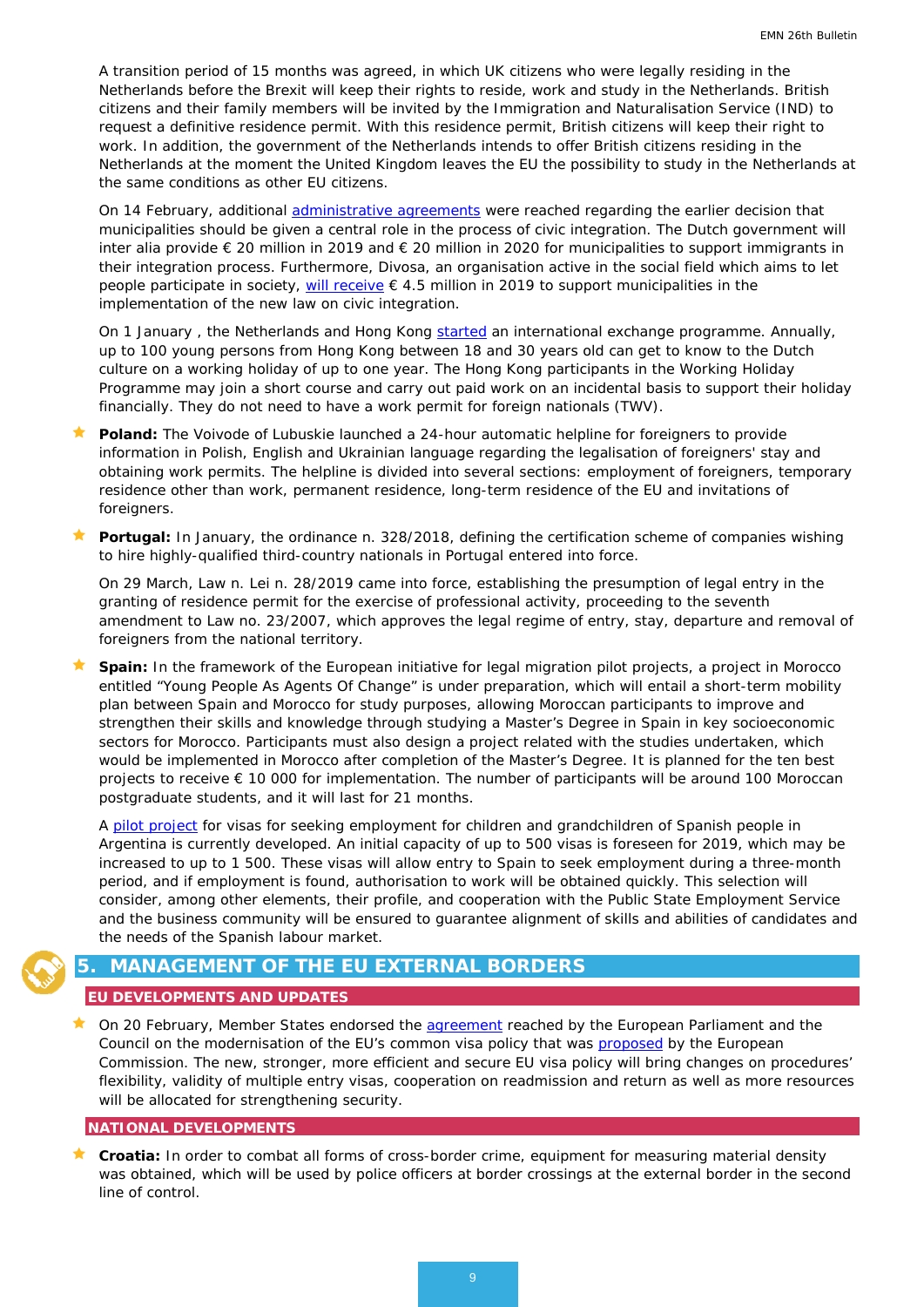A transition period of 15 months was agreed, in which UK citizens who were legally residing in the Netherlands before the Brexit will keep their rights to reside, work and study in the Netherlands. British citizens and their family members will be invited by the Immigration and Naturalisation Service (IND) to request a definitive residence permit. With this residence permit, British citizens will keep their right to work. In addition, the government of the Netherlands intends to offer British citizens residing in the Netherlands at the moment the United Kingdom leaves the EU the possibility to study in the Netherlands at the same conditions as other EU citizens.

On 14 February, additional administrative agreements were reached regarding the earlier decision that municipalities should be given a central role in the process of civic integration. The Dutch government will inter alia provide € 20 million in 2019 and € 20 million in 2020 for municipalities to support immigrants in their integration process. Furthermore, Divosa, an organisation active in the social field which aims to let people participate in society, will receive € 4.5 million in 2019 to support municipalities in the implementation of the new law on civic integration.

On 1 January , the Netherlands and Hong Kong started an international exchange programme. Annually, up to 100 young persons from Hong Kong between 18 and 30 years old can get to know to the Dutch culture on a working holiday of up to one year. The Hong Kong participants in the Working Holiday Programme may join a short course and carry out paid work on an incidental basis to support their holiday financially. They do not need to have a work permit for foreign nationals (TWV).

- **Poland:** The Voivode of Lubuskie launched a 24-hour automatic helpline for foreigners to provide information in Polish, English and Ukrainian language regarding the legalisation of foreigners' stay and obtaining work permits. The helpline is divided into several sections: employment of foreigners, temporary residence other than work, permanent residence, long-term residence of the EU and invitations of foreigners.

- **Portugal:** In January, the ordinance n. 328/2018, defining the certification scheme of companies wishing to hire highly-qualified third-country nationals in Portugal entered into force.

  On 29 March, Law n. Lei n. 28/2019 came into force, establishing the presumption of legal entry in the granting of residence permit for the exercise of professional activity, proceeding to the seventh amendment to Law no. 23/2007, which approves the legal regime of entry, stay, departure and removal of foreigners from the national territory.

- **Spain:** In the framework of the European initiative for legal migration pilot projects, a project in Morocco entitled "Young People As Agents Of Change" is under preparation, which will entail a short-term mobility plan between Spain and Morocco for study purposes, allowing Moroccan participants to improve and strengthen their skills and knowledge through studying a Master's Degree in Spain in key socioeconomic sectors for Morocco. Participants must also design a project related with the studies undertaken, which would be implemented in Morocco after completion of the Master's Degree. It is planned for the ten best projects to receive € 10 000 for implementation. The number of participants will be around 100 Moroccan postgraduate students, and it will last for 21 months.

  A pilot project for visas for seeking employment for children and grandchildren of Spanish people in Argentina is currently developed. An initial capacity of up to 500 visas is foreseen for 2019, which may be increased to up to 1 500. These visas will allow entry to Spain to seek employment during a three-month period, and if employment is found, authorisation to work will be obtained quickly. This selection will consider, among other elements, their profile, and cooperation with the Public State Employment Service and the business community will be ensured to guarantee alignment of skills and abilities of candidates and the needs of the Spanish labour market.

# 5. MANAGEMENT OF THE EU EXTERNAL BORDERS

## EU DEVELOPMENTS AND UPDATES

- On 20 February, Member States endorsed the agreement reached by the European Parliament and the Council on the modernisation of the EU's common visa policy that was proposed by the European Commission. The new, stronger, more efficient and secure EU visa policy will bring changes on procedures' flexibility, validity of multiple entry visas, cooperation on readmission and return as well as more resources will be allocated for strengthening security.

## NATIONAL DEVELOPMENTS

- **Croatia:** In order to combat all forms of cross-border crime, equipment for measuring material density was obtained, which will be used by police officers at border crossings at the external border in the second line of control.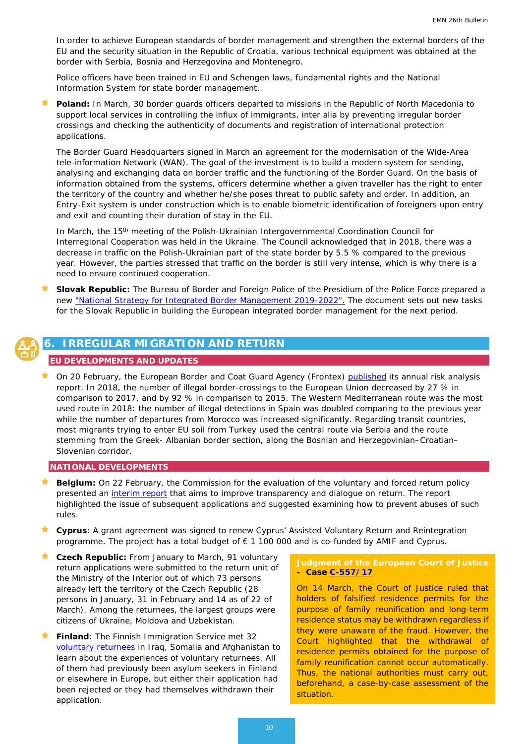In order to achieve European standards of border management and strengthen the external borders of the EU and the security situation in the Republic of Croatia, various technical equipment was obtained at the border with Serbia, Bosnia and Herzegovina and Montenegro.

Police officers have been trained in EU and Schengen laws, fundamental rights and the National Information System for state border management.

- **Poland:** In March, 30 border guards officers departed to missions in the Republic of North Macedonia to support local services in controlling the influx of immigrants, inter alia by preventing irregular border crossings and checking the authenticity of documents and registration of international protection applications.

  The Border Guard Headquarters signed in March an agreement for the modernisation of the Wide-Area tele-information Network (WAN). The goal of the investment is to build a modern system for sending, analysing and exchanging data on border traffic and the functioning of the Border Guard. On the basis of information obtained from the systems, officers determine whether a given traveller has the right to enter the territory of the country and whether he/she poses threat to public safety and order. In addition, an Entry-Exit system is under construction which is to enable biometric identification of foreigners upon entry and exit and counting their duration of stay in the EU.

  In March, the 15th meeting of the Polish-Ukrainian Intergovernmental Coordination Council for Interregional Cooperation was held in the Ukraine. The Council acknowledged that in 2018, there was a decrease in traffic on the Polish-Ukrainian part of the state border by 5.5 % compared to the previous year. However, the parties stressed that traffic on the border is still very intense, which is why there is a need to ensure continued cooperation.

- **Slovak Republic:** The Bureau of Border and Foreign Police of the Presidium of the Police Force prepared a new "National Strategy for Integrated Border Management 2019-2022". The document sets out new tasks for the Slovak Republic in building the European integrated border management for the next period.

# 6. IRREGULAR MIGRATION AND RETURN

## EU DEVELOPMENTS AND UPDATES

- On 20 February, the European Border and Coat Guard Agency (Frontex) published its annual risk analysis report. In 2018, the number of illegal border-crossings to the European Union decreased by 27 % in comparison to 2017, and by 92 % in comparison to 2015. The Western Mediterranean route was the most used route in 2018: the number of illegal detections in Spain was doubled comparing to the previous year while the number of departures from Morocco was increased significantly. Regarding transit countries, most migrants trying to enter EU soil from Turkey used the central route via Serbia and the route stemming from the Greek- Albanian border section, along the Bosnian and Herzegovinian–Croatian–Slovenian corridor.

## NATIONAL DEVELOPMENTS

- **Belgium:** On 22 February, the Commission for the evaluation of the voluntary and forced return policy presented an interim report that aims to improve transparency and dialogue on return. The report highlighted the issue of subsequent applications and suggested examining how to prevent abuses of such rules.

- **Cyprus:** A grant agreement was signed to renew Cyprus' Assisted Voluntary Return and Reintegration programme. The project has a total budget of € 1 100 000 and is co-funded by AMIF and Cyprus.

- **Czech Republic:** From January to March, 91 voluntary return applications were submitted to the return unit of the Ministry of the Interior out of which 73 persons already left the territory of the Czech Republic (28 persons in January, 31 in February and 14 as of 22 of March). Among the returnees, the largest groups were citizens of Ukraine, Moldova and Uzbekistan.

- **Finland**: The Finnish Immigration Service met 32 voluntary returnees in Iraq, Somalia and Afghanistan to learn about the experiences of voluntary returnees. All of them had previously been asylum seekers in Finland or elsewhere in Europe, but either their application had been rejected or they had themselves withdrawn their application.

**Judgment of the European Court of Justice - Case C-557/17**

On 14 March, the Court of Justice ruled that holders of falsified residence permits for the purpose of family reunification and long-term residence status may be withdrawn regardless if they were unaware of the fraud. However, the Court highlighted that the withdrawal of residence permits obtained for the purpose of family reunification cannot occur automatically. Thus, the national authorities must carry out, beforehand, a case-by-case assessment of the situation.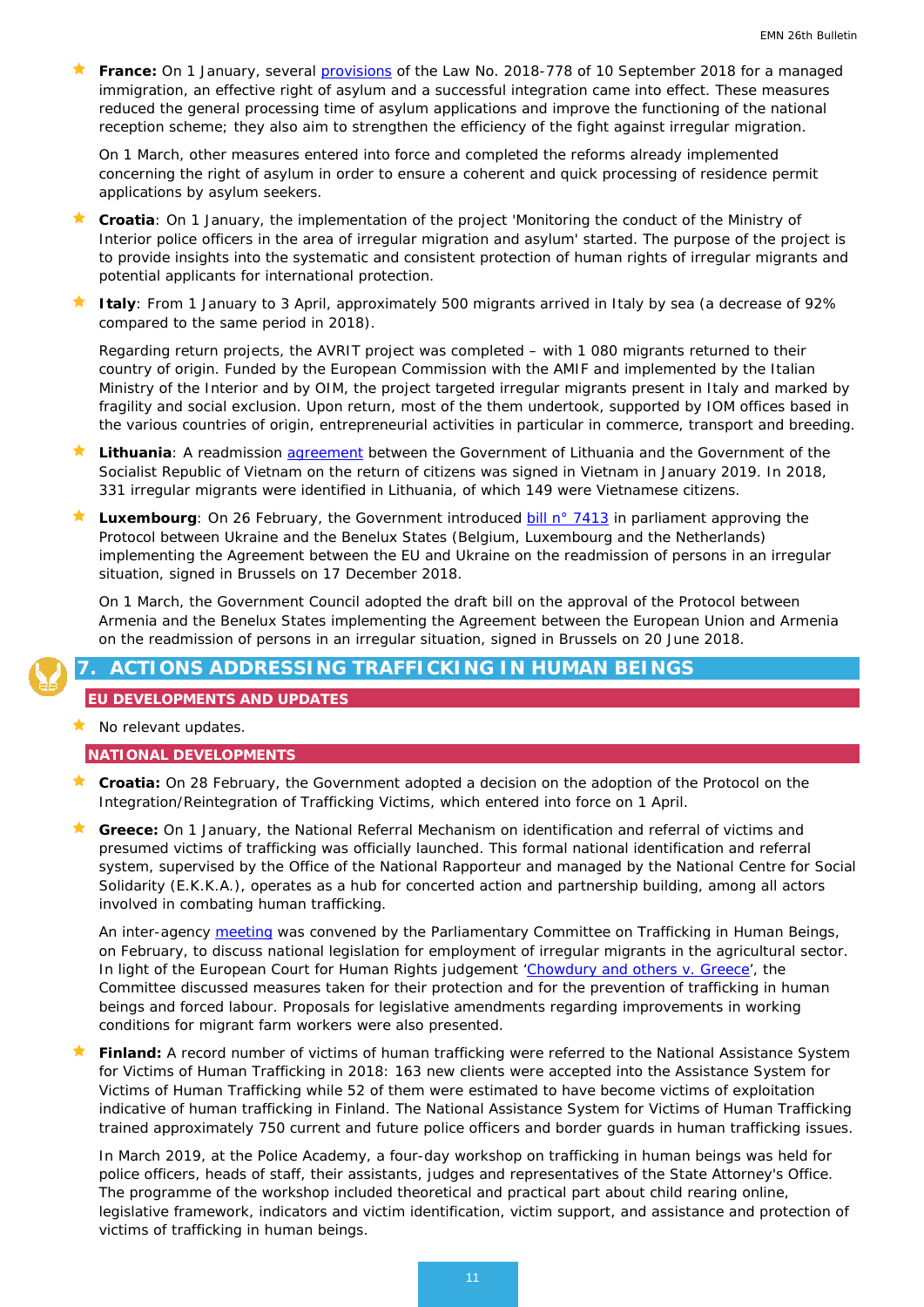- **France:** On 1 January, several provisions of the Law No. 2018-778 of 10 September 2018 for a managed immigration, an effective right of asylum and a successful integration came into effect. These measures reduced the general processing time of asylum applications and improve the functioning of the national reception scheme; they also aim to strengthen the efficiency of the fight against irregular migration.

  On 1 March, other measures entered into force and completed the reforms already implemented concerning the right of asylum in order to ensure a coherent and quick processing of residence permit applications by asylum seekers.

- **Croatia**: On 1 January, the implementation of the project 'Monitoring the conduct of the Ministry of Interior police officers in the area of irregular migration and asylum' started. The purpose of the project is to provide insights into the systematic and consistent protection of human rights of irregular migrants and potential applicants for international protection.

- **Italy**: From 1 January to 3 April, approximately 500 migrants arrived in Italy by sea (a decrease of 92% compared to the same period in 2018).

  Regarding return projects, the AVRIT project was completed – with 1 080 migrants returned to their country of origin. Funded by the European Commission with the AMIF and implemented by the Italian Ministry of the Interior and by OIM, the project targeted irregular migrants present in Italy and marked by fragility and social exclusion. Upon return, most of the them undertook, supported by IOM offices based in the various countries of origin, entrepreneurial activities in particular in commerce, transport and breeding.

- **Lithuania**: A readmission agreement between the Government of Lithuania and the Government of the Socialist Republic of Vietnam on the return of citizens was signed in Vietnam in January 2019. In 2018, 331 irregular migrants were identified in Lithuania, of which 149 were Vietnamese citizens.

- **Luxembourg**: On 26 February, the Government introduced bill n° 7413 in parliament approving the Protocol between Ukraine and the Benelux States (Belgium, Luxembourg and the Netherlands) implementing the Agreement between the EU and Ukraine on the readmission of persons in an irregular situation, signed in Brussels on 17 December 2018.

  On 1 March, the Government Council adopted the draft bill on the approval of the Protocol between Armenia and the Benelux States implementing the Agreement between the European Union and Armenia on the readmission of persons in an irregular situation, signed in Brussels on 20 June 2018.

## 7. ACTIONS ADDRESSING TRAFFICKING IN HUMAN BEINGS

### EU DEVELOPMENTS AND UPDATES

- No relevant updates.

### NATIONAL DEVELOPMENTS

- **Croatia:** On 28 February, the Government adopted a decision on the adoption of the Protocol on the Integration/Reintegration of Trafficking Victims, which entered into force on 1 April.

- **Greece:** On 1 January, the National Referral Mechanism on identification and referral of victims and presumed victims of trafficking was officially launched. This formal national identification and referral system, supervised by the Office of the National Rapporteur and managed by the National Centre for Social Solidarity (E.K.K.A.), operates as a hub for concerted action and partnership building, among all actors involved in combating human trafficking.

  An inter-agency meeting was convened by the Parliamentary Committee on Trafficking in Human Beings, on February, to discuss national legislation for employment of irregular migrants in the agricultural sector. In light of the European Court for Human Rights judgement 'Chowdury and others v. Greece', the Committee discussed measures taken for their protection and for the prevention of trafficking in human beings and forced labour. Proposals for legislative amendments regarding improvements in working conditions for migrant farm workers were also presented.

- **Finland:** A record number of victims of human trafficking were referred to the National Assistance System for Victims of Human Trafficking in 2018: 163 new clients were accepted into the Assistance System for Victims of Human Trafficking while 52 of them were estimated to have become victims of exploitation indicative of human trafficking in Finland. The National Assistance System for Victims of Human Trafficking trained approximately 750 current and future police officers and border guards in human trafficking issues.

  In March 2019, at the Police Academy, a four-day workshop on trafficking in human beings was held for police officers, heads of staff, their assistants, judges and representatives of the State Attorney's Office. The programme of the workshop included theoretical and practical part about child rearing online, legislative framework, indicators and victim identification, victim support, and assistance and protection of victims of trafficking in human beings.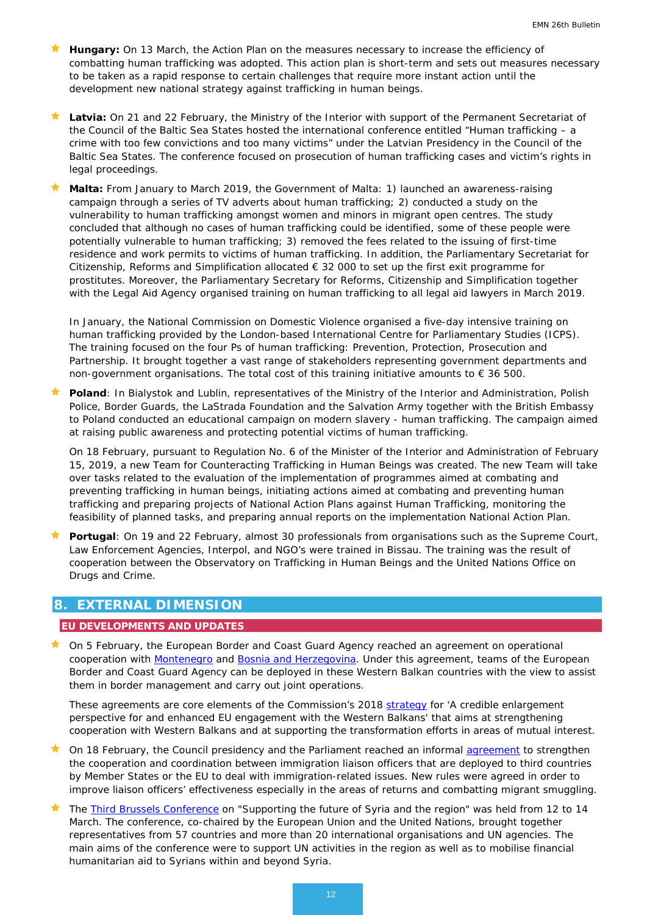- **Hungary:** On 13 March, the Action Plan on the measures necessary to increase the efficiency of combatting human trafficking was adopted. This action plan is short-term and sets out measures necessary to be taken as a rapid response to certain challenges that require more instant action until the development new national strategy against trafficking in human beings.

- **Latvia:** On 21 and 22 February, the Ministry of the Interior with support of the Permanent Secretariat of the Council of the Baltic Sea States hosted the international conference entitled "Human trafficking – a crime with too few convictions and too many victims" under the Latvian Presidency in the Council of the Baltic Sea States. The conference focused on prosecution of human trafficking cases and victim's rights in legal proceedings.

- **Malta:** From January to March 2019, the Government of Malta: 1) launched an awareness-raising campaign through a series of TV adverts about human trafficking; 2) conducted a study on the vulnerability to human trafficking amongst women and minors in migrant open centres. The study concluded that although no cases of human trafficking could be identified, some of these people were potentially vulnerable to human trafficking; 3) removed the fees related to the issuing of first-time residence and work permits to victims of human trafficking. In addition, the Parliamentary Secretariat for Citizenship, Reforms and Simplification allocated € 32 000 to set up the first exit programme for prostitutes. Moreover, the Parliamentary Secretary for Reforms, Citizenship and Simplification together with the Legal Aid Agency organised training on human trafficking to all legal aid lawyers in March 2019.

  In January, the National Commission on Domestic Violence organised a five-day intensive training on human trafficking provided by the London-based International Centre for Parliamentary Studies (ICPS). The training focused on the four Ps of human trafficking: Prevention, Protection, Prosecution and Partnership. It brought together a vast range of stakeholders representing government departments and non-government organisations. The total cost of this training initiative amounts to € 36 500.

- **Poland**: In Bialystok and Lublin, representatives of the Ministry of the Interior and Administration, Polish Police, Border Guards, the LaStrada Foundation and the Salvation Army together with the British Embassy to Poland conducted an educational campaign on modern slavery - human trafficking. The campaign aimed at raising public awareness and protecting potential victims of human trafficking.

  On 18 February, pursuant to Regulation No. 6 of the Minister of the Interior and Administration of February 15, 2019, a new Team for Counteracting Trafficking in Human Beings was created. The new Team will take over tasks related to the evaluation of the implementation of programmes aimed at combating and preventing trafficking in human beings, initiating actions aimed at combating and preventing human trafficking and preparing projects of National Action Plans against Human Trafficking, monitoring the feasibility of planned tasks, and preparing annual reports on the implementation National Action Plan.

- **Portugal**: On 19 and 22 February, almost 30 professionals from organisations such as the Supreme Court, Law Enforcement Agencies, Interpol, and NGO's were trained in Bissau. The training was the result of cooperation between the Observatory on Trafficking in Human Beings and the United Nations Office on Drugs and Crime.

# 8. EXTERNAL DIMENSION

## EU DEVELOPMENTS AND UPDATES

- On 5 February, the European Border and Coast Guard Agency reached an agreement on operational cooperation with Montenegro and Bosnia and Herzegovina. Under this agreement, teams of the European Border and Coast Guard Agency can be deployed in these Western Balkan countries with the view to assist them in border management and carry out joint operations.

  These agreements are core elements of the Commission's 2018 strategy for 'A credible enlargement perspective for and enhanced EU engagement with the Western Balkans' that aims at strengthening cooperation with Western Balkans and at supporting the transformation efforts in areas of mutual interest.

- On 18 February, the Council presidency and the Parliament reached an informal agreement to strengthen the cooperation and coordination between immigration liaison officers that are deployed to third countries by Member States or the EU to deal with immigration-related issues. New rules were agreed in order to improve liaison officers' effectiveness especially in the areas of returns and combatting migrant smuggling.

- The Third Brussels Conference on "Supporting the future of Syria and the region" was held from 12 to 14 March. The conference, co-chaired by the European Union and the United Nations, brought together representatives from 57 countries and more than 20 international organisations and UN agencies. The main aims of the conference were to support UN activities in the region as well as to mobilise financial humanitarian aid to Syrians within and beyond Syria.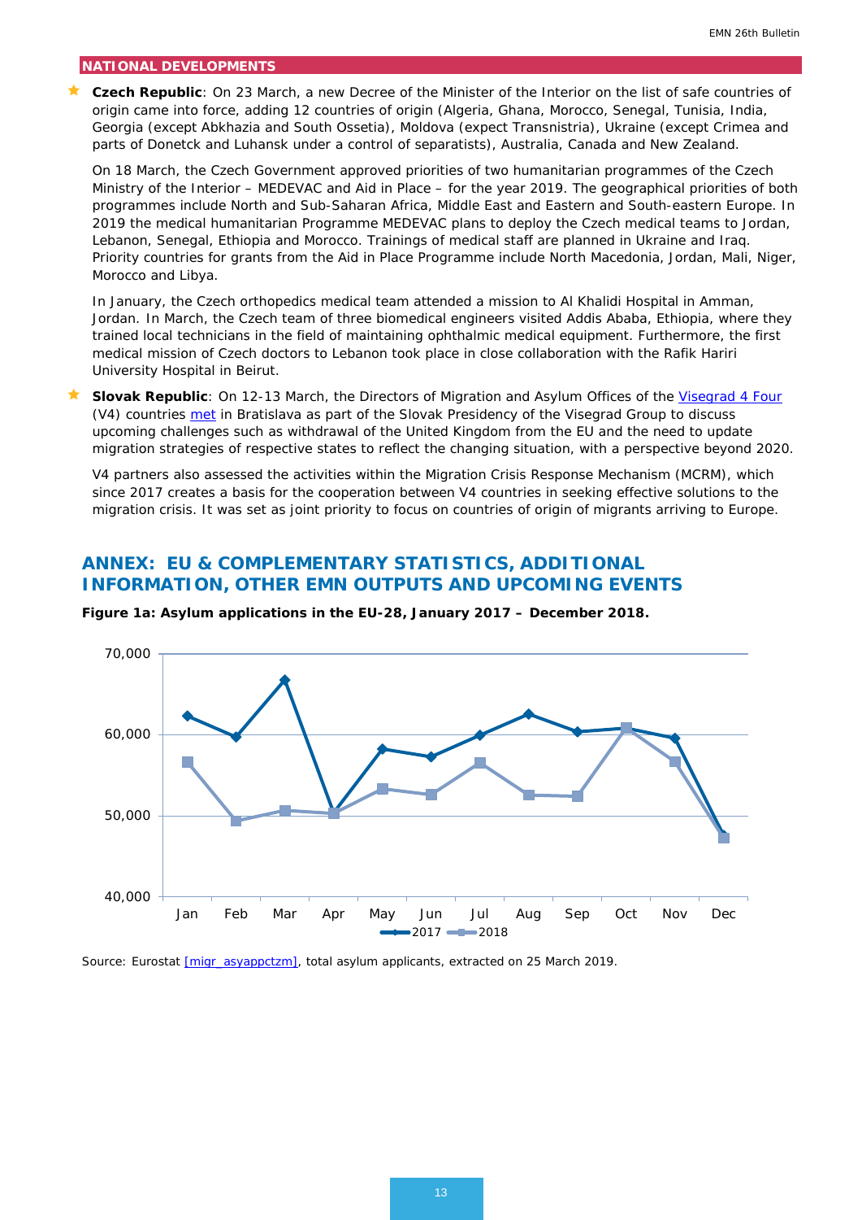## NATIONAL DEVELOPMENTS

- **Czech Republic**: On 23 March, a new Decree of the Minister of the Interior on the list of safe countries of origin came into force, adding 12 countries of origin (Algeria, Ghana, Morocco, Senegal, Tunisia, India, Georgia (except Abkhazia and South Ossetia), Moldova (expect Transnistria), Ukraine (except Crimea and parts of Donetck and Luhansk under a control of separatists), Australia, Canada and New Zealand.

  On 18 March, the Czech Government approved priorities of two humanitarian programmes of the Czech Ministry of the Interior – MEDEVAC and Aid in Place – for the year 2019. The geographical priorities of both programmes include North and Sub-Saharan Africa, Middle East and Eastern and South-eastern Europe. In 2019 the medical humanitarian Programme MEDEVAC plans to deploy the Czech medical teams to Jordan, Lebanon, Senegal, Ethiopia and Morocco. Trainings of medical staff are planned in Ukraine and Iraq. Priority countries for grants from the Aid in Place Programme include North Macedonia, Jordan, Mali, Niger, Morocco and Libya.

  In January, the Czech orthopedics medical team attended a mission to Al Khalidi Hospital in Amman, Jordan. In March, the Czech team of three biomedical engineers visited Addis Ababa, Ethiopia, where they trained local technicians in the field of maintaining ophthalmic medical equipment. Furthermore, the first medical mission of Czech doctors to Lebanon took place in close collaboration with the Rafik Hariri University Hospital in Beirut.

- **Slovak Republic**: On 12-13 March, the Directors of Migration and Asylum Offices of the Visegrad 4 Four (V4) countries met in Bratislava as part of the Slovak Presidency of the Visegrad Group to discuss upcoming challenges such as withdrawal of the United Kingdom from the EU and the need to update migration strategies of respective states to reflect the changing situation, with a perspective beyond 2020.

  V4 partners also assessed the activities within the Migration Crisis Response Mechanism (MCRM), which since 2017 creates a basis for the cooperation between V4 countries in seeking effective solutions to the migration crisis. It was set as joint priority to focus on countries of origin of migrants arriving to Europe.

# ANNEX: EU & COMPLEMENTARY STATISTICS, ADDITIONAL INFORMATION, OTHER EMN OUTPUTS AND UPCOMING EVENTS

**Figure 1a: Asylum applications in the EU-28, January 2017 – December 2018.**

Source: Eurostat [migr_asyappctzm], total asylum applicants, extracted on 25 March 2019.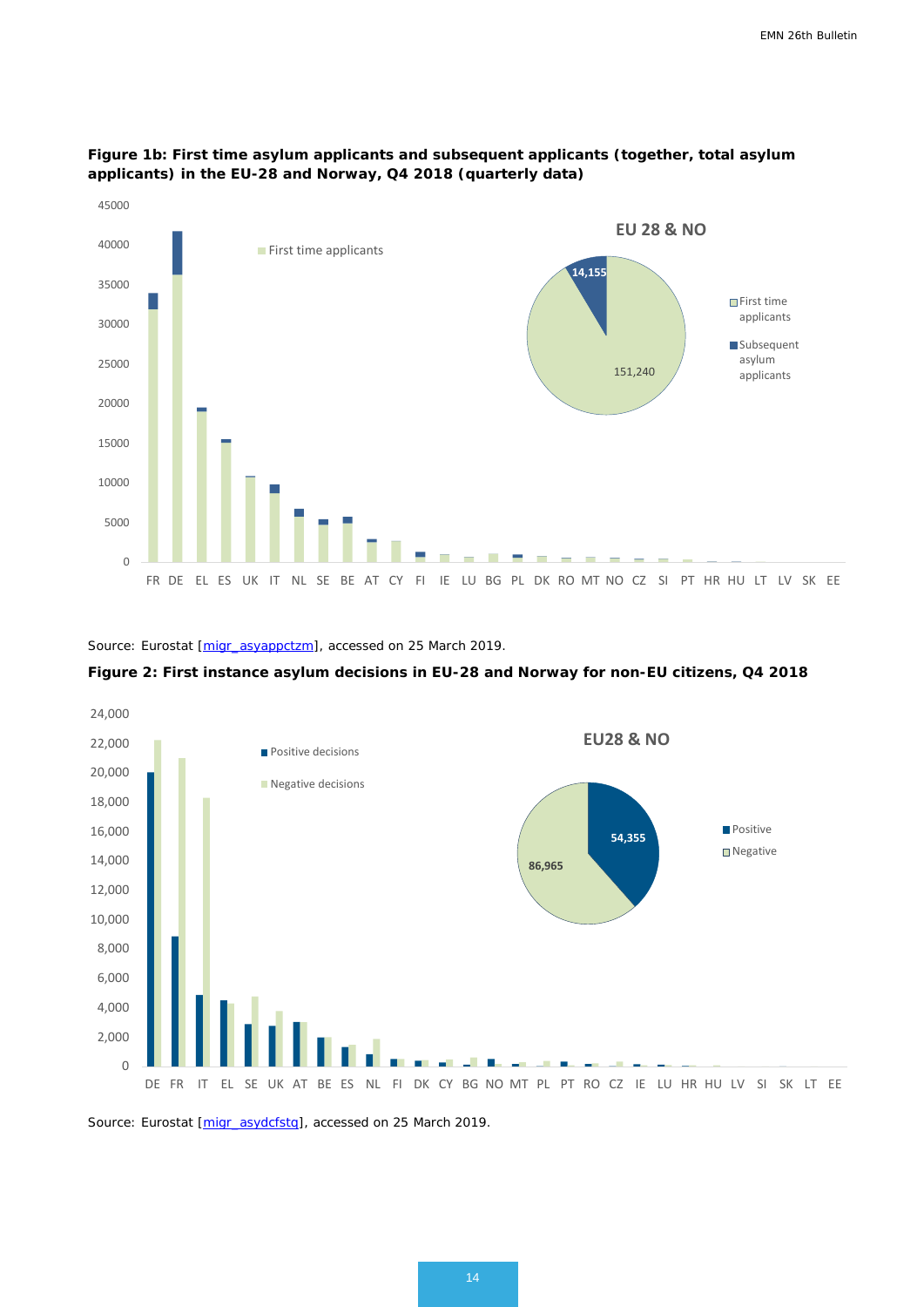**Figure 1b: First time asylum applicants and subsequent applicants (together, total asylum applicants) in the EU-28 and Norway, Q4 2018 (quarterly data)**

Source: Eurostat [migr_asyappctzm], accessed on 25 March 2019.

**Figure 2: First instance asylum decisions in EU-28 and Norway for non-EU citizens, Q4 2018**

Source: Eurostat [migr_asydcfstq], accessed on 25 March 2019.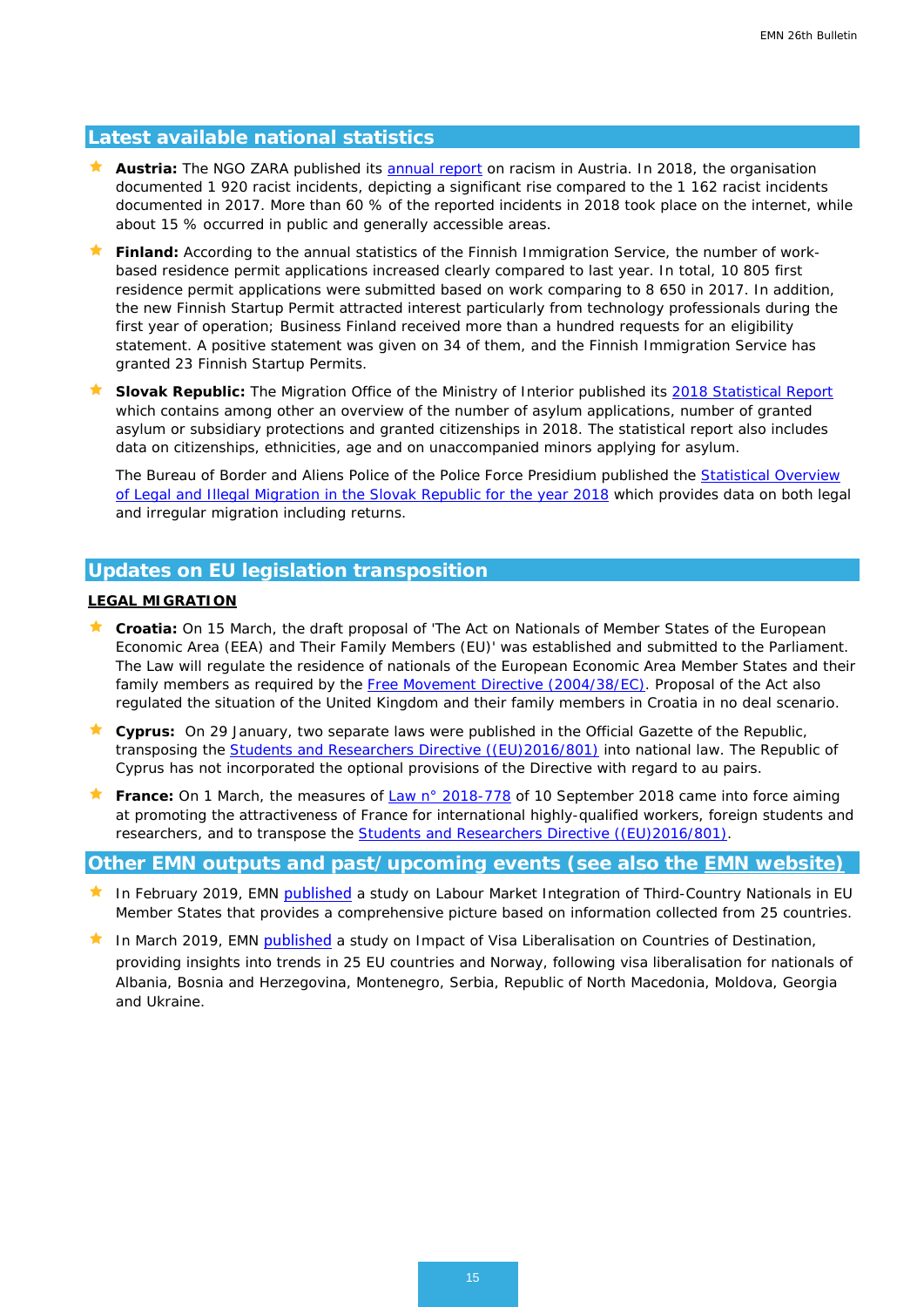## Latest available national statistics

- **Austria:** The NGO ZARA published its annual report on racism in Austria. In 2018, the organisation documented 1 920 racist incidents, depicting a significant rise compared to the 1 162 racist incidents documented in 2017. More than 60 % of the reported incidents in 2018 took place on the internet, while about 15 % occurred in public and generally accessible areas.
- **Finland:** According to the annual statistics of the Finnish Immigration Service, the number of work-based residence permit applications increased clearly compared to last year. In total, 10 805 first residence permit applications were submitted based on work comparing to 8 650 in 2017. In addition, the new Finnish Startup Permit attracted interest particularly from technology professionals during the first year of operation; Business Finland received more than a hundred requests for an eligibility statement. A positive statement was given on 34 of them, and the Finnish Immigration Service has granted 23 Finnish Startup Permits.
- **Slovak Republic:** The Migration Office of the Ministry of Interior published its 2018 Statistical Report which contains among other an overview of the number of asylum applications, number of granted asylum or subsidiary protections and granted citizenships in 2018. The statistical report also includes data on citizenships, ethnicities, age and on unaccompanied minors applying for asylum.

  The Bureau of Border and Aliens Police of the Police Force Presidium published the Statistical Overview of Legal and Illegal Migration in the Slovak Republic for the year 2018 which provides data on both legal and irregular migration including returns.

## Updates on EU legislation transposition

**LEGAL MIGRATION**

- **Croatia:** On 15 March, the draft proposal of 'The Act on Nationals of Member States of the European Economic Area (EEA) and Their Family Members (EU)' was established and submitted to the Parliament. The Law will regulate the residence of nationals of the European Economic Area Member States and their family members as required by the Free Movement Directive (2004/38/EC). Proposal of the Act also regulated the situation of the United Kingdom and their family members in Croatia in no deal scenario.
- **Cyprus:** On 29 January, two separate laws were published in the Official Gazette of the Republic, transposing the Students and Researchers Directive ((EU)2016/801) into national law. The Republic of Cyprus has not incorporated the optional provisions of the Directive with regard to au pairs.
- **France:** On 1 March, the measures of Law n° 2018-778 of 10 September 2018 came into force aiming at promoting the attractiveness of France for international highly-qualified workers, foreign students and researchers, and to transpose the Students and Researchers Directive ((EU)2016/801).

## Other EMN outputs and past/upcoming events (see also the EMN website)

- In February 2019, EMN published a study on Labour Market Integration of Third-Country Nationals in EU Member States that provides a comprehensive picture based on information collected from 25 countries.
- In March 2019, EMN published a study on Impact of Visa Liberalisation on Countries of Destination, providing insights into trends in 25 EU countries and Norway, following visa liberalisation for nationals of Albania, Bosnia and Herzegovina, Montenegro, Serbia, Republic of North Macedonia, Moldova, Georgia and Ukraine.